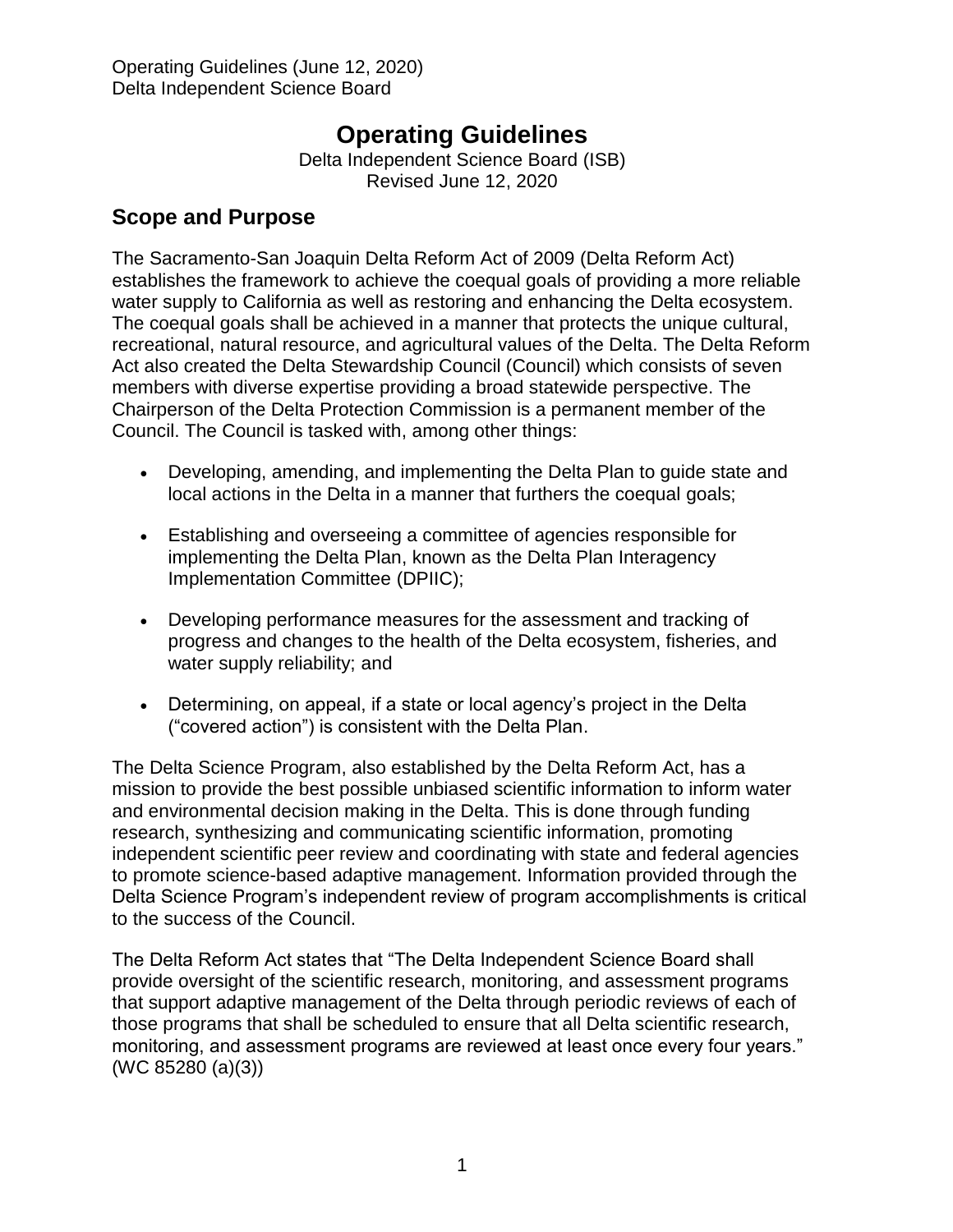# Operating Guidelines

Delta Independent Science Board (ISB)
Revised June 12, 2020

## Scope and Purpose

The Sacramento-San Joaquin Delta Reform Act of 2009 (Delta Reform Act) establishes the framework to achieve the coequal goals of providing a more reliable water supply to California as well as restoring and enhancing the Delta ecosystem. The coequal goals shall be achieved in a manner that protects the unique cultural, recreational, natural resource, and agricultural values of the Delta. The Delta Reform Act also created the Delta Stewardship Council (Council) which consists of seven members with diverse expertise providing a broad statewide perspective. The Chairperson of the Delta Protection Commission is a permanent member of the Council. The Council is tasked with, among other things:

- Developing, amending, and implementing the Delta Plan to guide state and local actions in the Delta in a manner that furthers the coequal goals;
- Establishing and overseeing a committee of agencies responsible for implementing the Delta Plan, known as the Delta Plan Interagency Implementation Committee (DPIIC);
- Developing performance measures for the assessment and tracking of progress and changes to the health of the Delta ecosystem, fisheries, and water supply reliability; and
- Determining, on appeal, if a state or local agency's project in the Delta ("covered action") is consistent with the Delta Plan.

The Delta Science Program, also established by the Delta Reform Act, has a mission to provide the best possible unbiased scientific information to inform water and environmental decision making in the Delta. This is done through funding research, synthesizing and communicating scientific information, promoting independent scientific peer review and coordinating with state and federal agencies to promote science-based adaptive management. Information provided through the Delta Science Program's independent review of program accomplishments is critical to the success of the Council.

The Delta Reform Act states that "The Delta Independent Science Board shall provide oversight of the scientific research, monitoring, and assessment programs that support adaptive management of the Delta through periodic reviews of each of those programs that shall be scheduled to ensure that all Delta scientific research, monitoring, and assessment programs are reviewed at least once every four years." (WC 85280 (a)(3))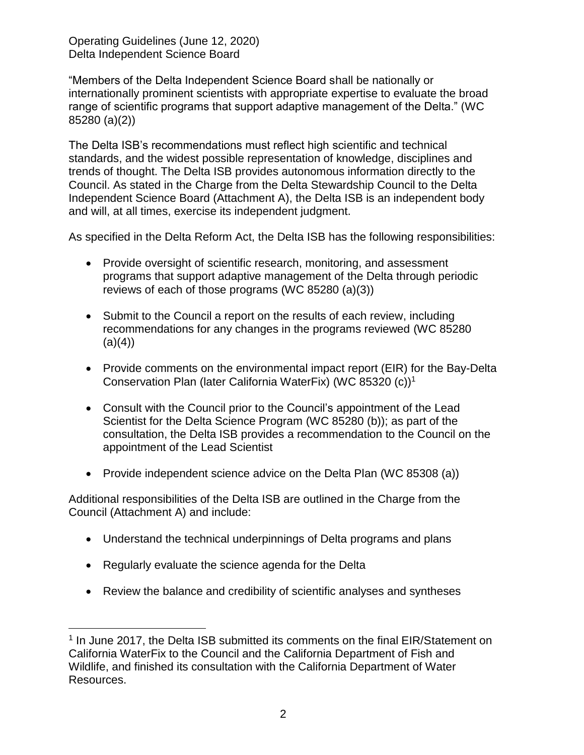“Members of the Delta Independent Science Board shall be nationally or internationally prominent scientists with appropriate expertise to evaluate the broad range of scientific programs that support adaptive management of the Delta.” (WC 85280 (a)(2))

The Delta ISB’s recommendations must reflect high scientific and technical standards, and the widest possible representation of knowledge, disciplines and trends of thought. The Delta ISB provides autonomous information directly to the Council. As stated in the Charge from the Delta Stewardship Council to the Delta Independent Science Board (Attachment A), the Delta ISB is an independent body and will, at all times, exercise its independent judgment.

As specified in the Delta Reform Act, the Delta ISB has the following responsibilities:

- Provide oversight of scientific research, monitoring, and assessment programs that support adaptive management of the Delta through periodic reviews of each of those programs (WC 85280 (a)(3))
- Submit to the Council a report on the results of each review, including recommendations for any changes in the programs reviewed (WC 85280 (a)(4))
- Provide comments on the environmental impact report (EIR) for the Bay-Delta Conservation Plan (later California WaterFix) (WC 85320 (c))[1]
- Consult with the Council prior to the Council’s appointment of the Lead Scientist for the Delta Science Program (WC 85280 (b)); as part of the consultation, the Delta ISB provides a recommendation to the Council on the appointment of the Lead Scientist
- Provide independent science advice on the Delta Plan (WC 85308 (a))

Additional responsibilities of the Delta ISB are outlined in the Charge from the Council (Attachment A) and include:

- Understand the technical underpinnings of Delta programs and plans
- Regularly evaluate the science agenda for the Delta
- Review the balance and credibility of scientific analyses and syntheses

[1] In June 2017, the Delta ISB submitted its comments on the final EIR/Statement on California WaterFix to the Council and the California Department of Fish and Wildlife, and finished its consultation with the California Department of Water Resources.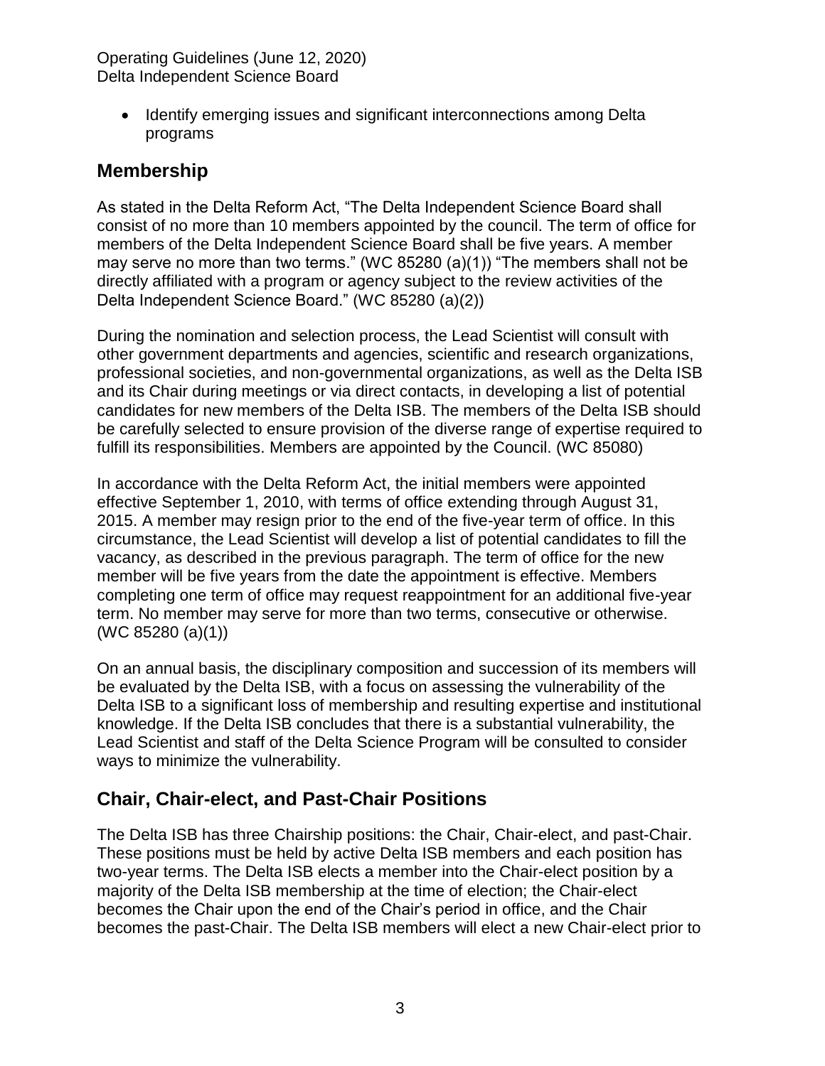- Identify emerging issues and significant interconnections among Delta programs

## Membership

As stated in the Delta Reform Act, "The Delta Independent Science Board shall consist of no more than 10 members appointed by the council. The term of office for members of the Delta Independent Science Board shall be five years. A member may serve no more than two terms." (WC 85280 (a)(1)) "The members shall not be directly affiliated with a program or agency subject to the review activities of the Delta Independent Science Board." (WC 85280 (a)(2))

During the nomination and selection process, the Lead Scientist will consult with other government departments and agencies, scientific and research organizations, professional societies, and non-governmental organizations, as well as the Delta ISB and its Chair during meetings or via direct contacts, in developing a list of potential candidates for new members of the Delta ISB. The members of the Delta ISB should be carefully selected to ensure provision of the diverse range of expertise required to fulfill its responsibilities. Members are appointed by the Council. (WC 85080)

In accordance with the Delta Reform Act, the initial members were appointed effective September 1, 2010, with terms of office extending through August 31, 2015. A member may resign prior to the end of the five-year term of office. In this circumstance, the Lead Scientist will develop a list of potential candidates to fill the vacancy, as described in the previous paragraph. The term of office for the new member will be five years from the date the appointment is effective. Members completing one term of office may request reappointment for an additional five-year term. No member may serve for more than two terms, consecutive or otherwise. (WC 85280 (a)(1))

On an annual basis, the disciplinary composition and succession of its members will be evaluated by the Delta ISB, with a focus on assessing the vulnerability of the Delta ISB to a significant loss of membership and resulting expertise and institutional knowledge. If the Delta ISB concludes that there is a substantial vulnerability, the Lead Scientist and staff of the Delta Science Program will be consulted to consider ways to minimize the vulnerability.

## Chair, Chair-elect, and Past-Chair Positions

The Delta ISB has three Chairship positions: the Chair, Chair-elect, and past-Chair. These positions must be held by active Delta ISB members and each position has two-year terms. The Delta ISB elects a member into the Chair-elect position by a majority of the Delta ISB membership at the time of election; the Chair-elect becomes the Chair upon the end of the Chair's period in office, and the Chair becomes the past-Chair. The Delta ISB members will elect a new Chair-elect prior to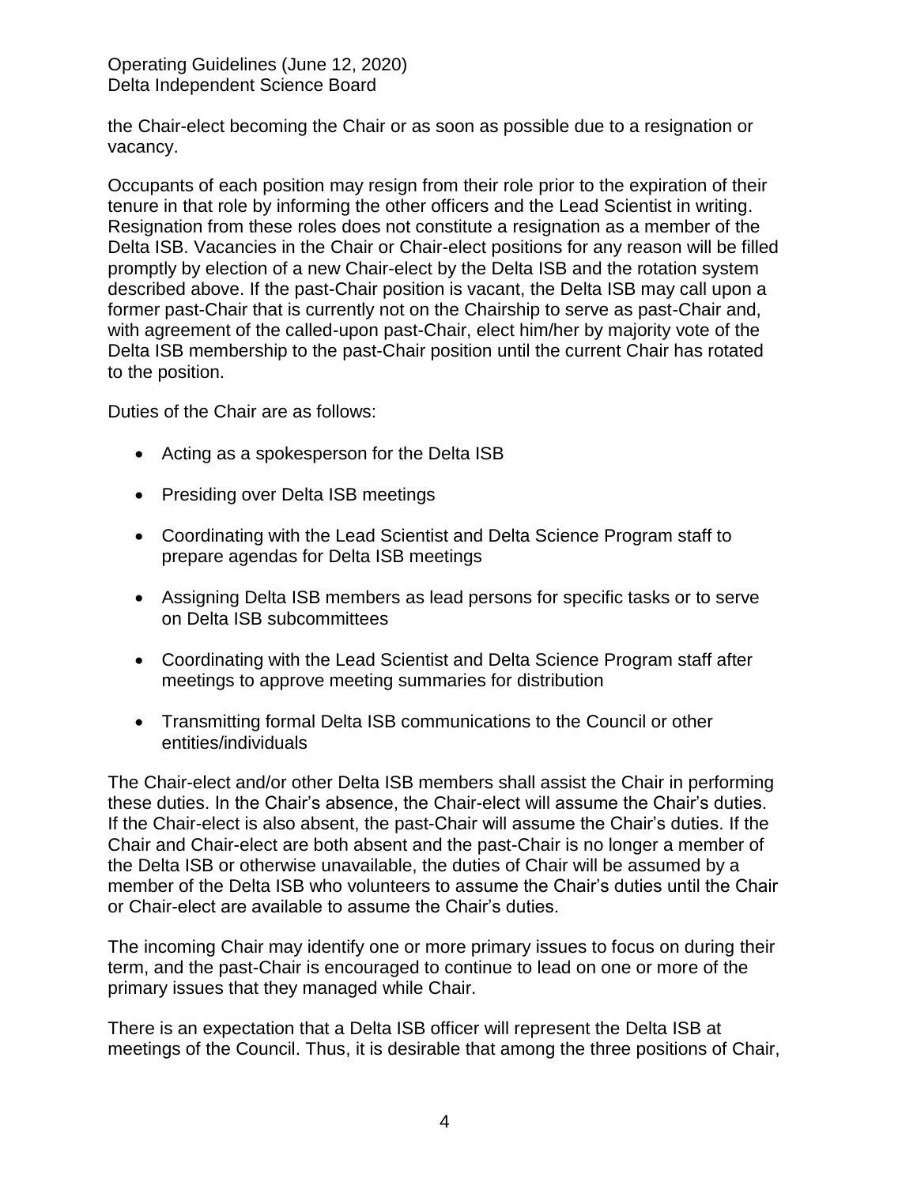the Chair-elect becoming the Chair or as soon as possible due to a resignation or vacancy.

Occupants of each position may resign from their role prior to the expiration of their tenure in that role by informing the other officers and the Lead Scientist in writing. Resignation from these roles does not constitute a resignation as a member of the Delta ISB. Vacancies in the Chair or Chair-elect positions for any reason will be filled promptly by election of a new Chair-elect by the Delta ISB and the rotation system described above. If the past-Chair position is vacant, the Delta ISB may call upon a former past-Chair that is currently not on the Chairship to serve as past-Chair and, with agreement of the called-upon past-Chair, elect him/her by majority vote of the Delta ISB membership to the past-Chair position until the current Chair has rotated to the position.

Duties of the Chair are as follows:

- Acting as a spokesperson for the Delta ISB
- Presiding over Delta ISB meetings
- Coordinating with the Lead Scientist and Delta Science Program staff to prepare agendas for Delta ISB meetings
- Assigning Delta ISB members as lead persons for specific tasks or to serve on Delta ISB subcommittees
- Coordinating with the Lead Scientist and Delta Science Program staff after meetings to approve meeting summaries for distribution
- Transmitting formal Delta ISB communications to the Council or other entities/individuals

The Chair-elect and/or other Delta ISB members shall assist the Chair in performing these duties. In the Chair's absence, the Chair-elect will assume the Chair's duties. If the Chair-elect is also absent, the past-Chair will assume the Chair's duties. If the Chair and Chair-elect are both absent and the past-Chair is no longer a member of the Delta ISB or otherwise unavailable, the duties of Chair will be assumed by a member of the Delta ISB who volunteers to assume the Chair's duties until the Chair or Chair-elect are available to assume the Chair's duties.

The incoming Chair may identify one or more primary issues to focus on during their term, and the past-Chair is encouraged to continue to lead on one or more of the primary issues that they managed while Chair.

There is an expectation that a Delta ISB officer will represent the Delta ISB at meetings of the Council. Thus, it is desirable that among the three positions of Chair,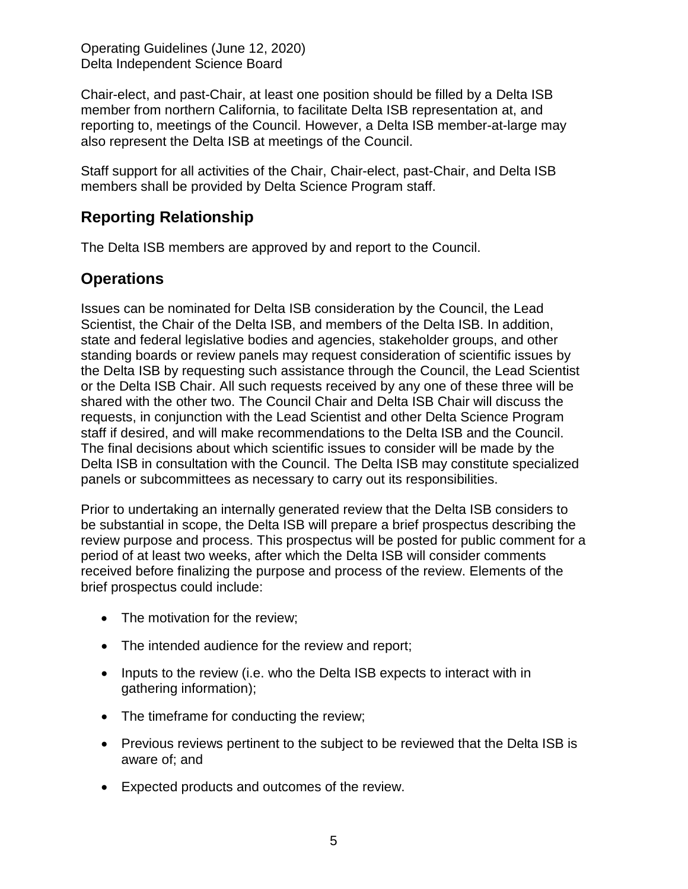Chair-elect, and past-Chair, at least one position should be filled by a Delta ISB member from northern California, to facilitate Delta ISB representation at, and reporting to, meetings of the Council. However, a Delta ISB member-at-large may also represent the Delta ISB at meetings of the Council.

Staff support for all activities of the Chair, Chair-elect, past-Chair, and Delta ISB members shall be provided by Delta Science Program staff.

## Reporting Relationship

The Delta ISB members are approved by and report to the Council.

## Operations

Issues can be nominated for Delta ISB consideration by the Council, the Lead Scientist, the Chair of the Delta ISB, and members of the Delta ISB. In addition, state and federal legislative bodies and agencies, stakeholder groups, and other standing boards or review panels may request consideration of scientific issues by the Delta ISB by requesting such assistance through the Council, the Lead Scientist or the Delta ISB Chair. All such requests received by any one of these three will be shared with the other two. The Council Chair and Delta ISB Chair will discuss the requests, in conjunction with the Lead Scientist and other Delta Science Program staff if desired, and will make recommendations to the Delta ISB and the Council. The final decisions about which scientific issues to consider will be made by the Delta ISB in consultation with the Council. The Delta ISB may constitute specialized panels or subcommittees as necessary to carry out its responsibilities.

Prior to undertaking an internally generated review that the Delta ISB considers to be substantial in scope, the Delta ISB will prepare a brief prospectus describing the review purpose and process. This prospectus will be posted for public comment for a period of at least two weeks, after which the Delta ISB will consider comments received before finalizing the purpose and process of the review. Elements of the brief prospectus could include:

- The motivation for the review;
- The intended audience for the review and report;
- Inputs to the review (i.e. who the Delta ISB expects to interact with in gathering information);
- The timeframe for conducting the review;
- Previous reviews pertinent to the subject to be reviewed that the Delta ISB is aware of; and
- Expected products and outcomes of the review.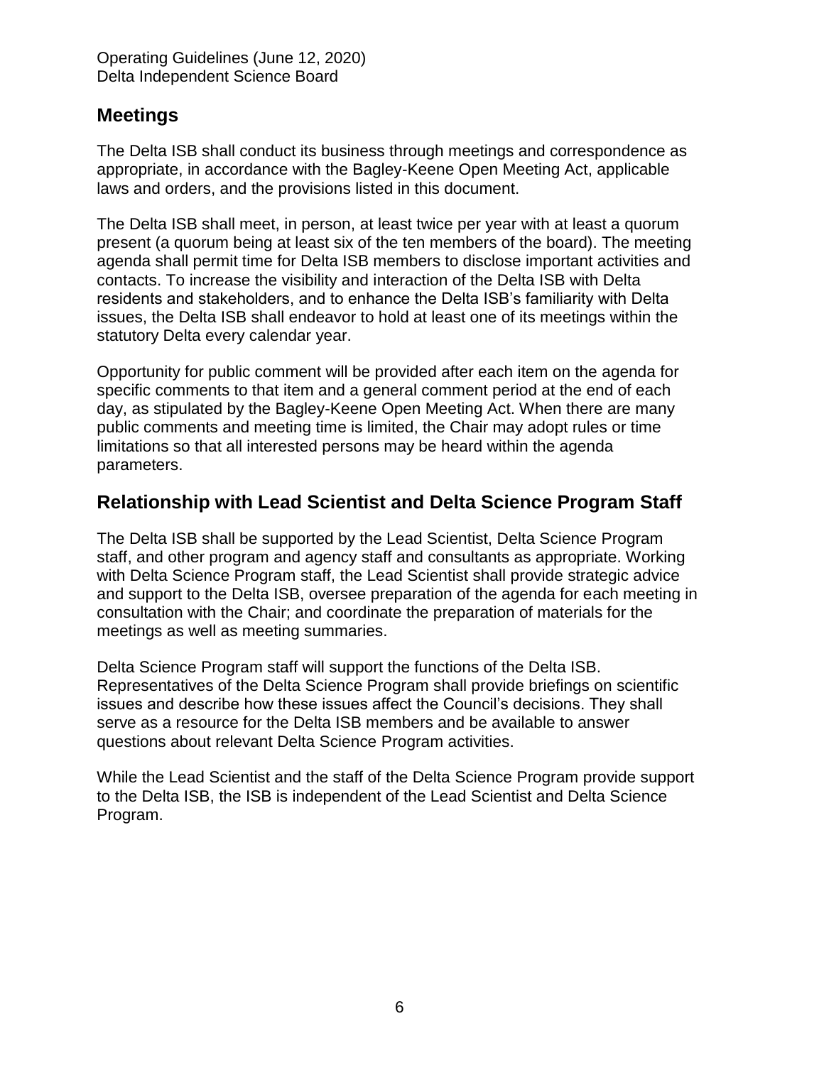## Meetings

The Delta ISB shall conduct its business through meetings and correspondence as appropriate, in accordance with the Bagley-Keene Open Meeting Act, applicable laws and orders, and the provisions listed in this document.

The Delta ISB shall meet, in person, at least twice per year with at least a quorum present (a quorum being at least six of the ten members of the board). The meeting agenda shall permit time for Delta ISB members to disclose important activities and contacts. To increase the visibility and interaction of the Delta ISB with Delta residents and stakeholders, and to enhance the Delta ISB's familiarity with Delta issues, the Delta ISB shall endeavor to hold at least one of its meetings within the statutory Delta every calendar year.

Opportunity for public comment will be provided after each item on the agenda for specific comments to that item and a general comment period at the end of each day, as stipulated by the Bagley-Keene Open Meeting Act. When there are many public comments and meeting time is limited, the Chair may adopt rules or time limitations so that all interested persons may be heard within the agenda parameters.

## Relationship with Lead Scientist and Delta Science Program Staff

The Delta ISB shall be supported by the Lead Scientist, Delta Science Program staff, and other program and agency staff and consultants as appropriate. Working with Delta Science Program staff, the Lead Scientist shall provide strategic advice and support to the Delta ISB, oversee preparation of the agenda for each meeting in consultation with the Chair; and coordinate the preparation of materials for the meetings as well as meeting summaries.

Delta Science Program staff will support the functions of the Delta ISB. Representatives of the Delta Science Program shall provide briefings on scientific issues and describe how these issues affect the Council's decisions. They shall serve as a resource for the Delta ISB members and be available to answer questions about relevant Delta Science Program activities.

While the Lead Scientist and the staff of the Delta Science Program provide support to the Delta ISB, the ISB is independent of the Lead Scientist and Delta Science Program.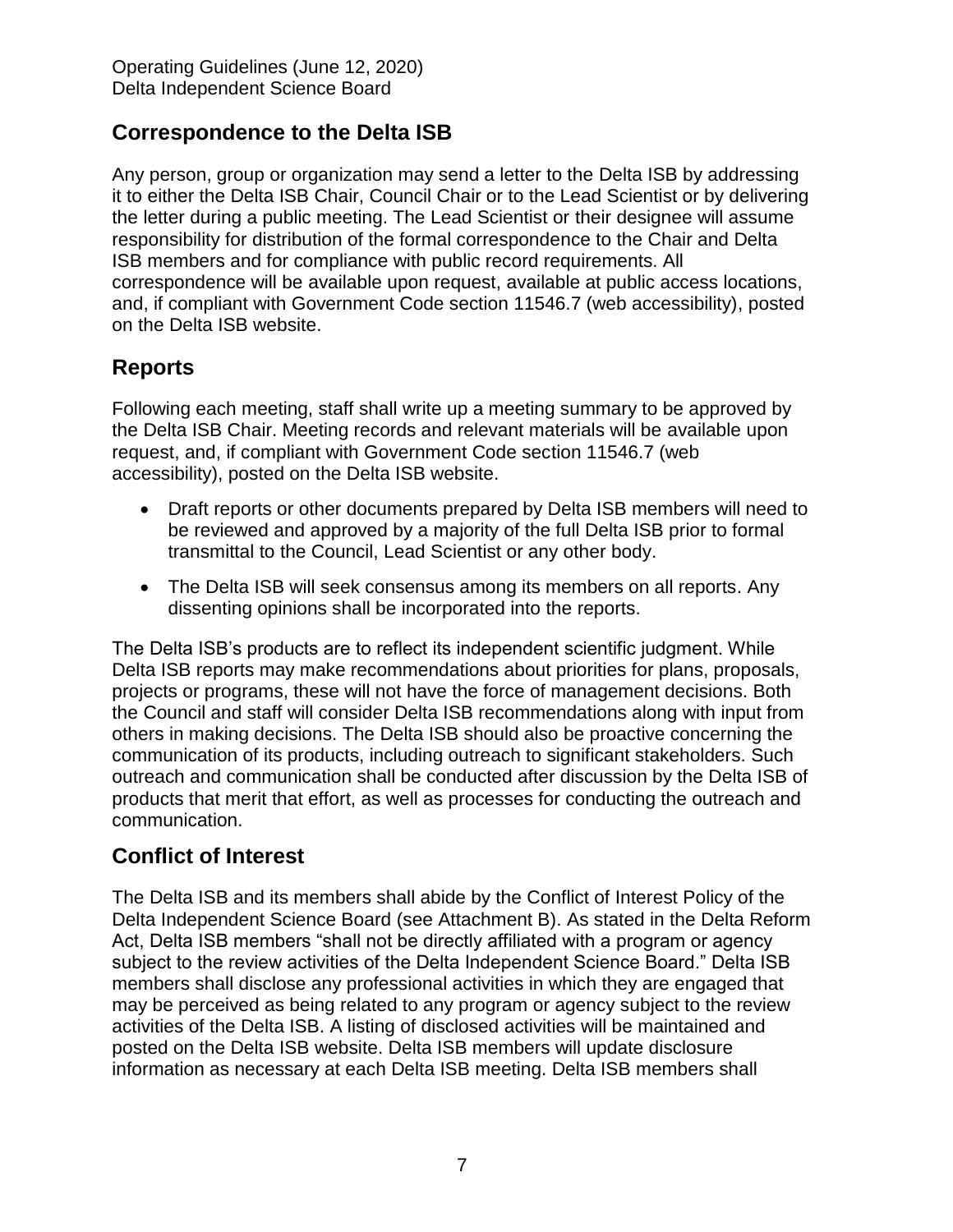## Correspondence to the Delta ISB

Any person, group or organization may send a letter to the Delta ISB by addressing it to either the Delta ISB Chair, Council Chair or to the Lead Scientist or by delivering the letter during a public meeting. The Lead Scientist or their designee will assume responsibility for distribution of the formal correspondence to the Chair and Delta ISB members and for compliance with public record requirements. All correspondence will be available upon request, available at public access locations, and, if compliant with Government Code section 11546.7 (web accessibility), posted on the Delta ISB website.

## Reports

Following each meeting, staff shall write up a meeting summary to be approved by the Delta ISB Chair. Meeting records and relevant materials will be available upon request, and, if compliant with Government Code section 11546.7 (web accessibility), posted on the Delta ISB website.

- Draft reports or other documents prepared by Delta ISB members will need to be reviewed and approved by a majority of the full Delta ISB prior to formal transmittal to the Council, Lead Scientist or any other body.
- The Delta ISB will seek consensus among its members on all reports. Any dissenting opinions shall be incorporated into the reports.

The Delta ISB's products are to reflect its independent scientific judgment. While Delta ISB reports may make recommendations about priorities for plans, proposals, projects or programs, these will not have the force of management decisions. Both the Council and staff will consider Delta ISB recommendations along with input from others in making decisions. The Delta ISB should also be proactive concerning the communication of its products, including outreach to significant stakeholders. Such outreach and communication shall be conducted after discussion by the Delta ISB of products that merit that effort, as well as processes for conducting the outreach and communication.

## Conflict of Interest

The Delta ISB and its members shall abide by the Conflict of Interest Policy of the Delta Independent Science Board (see Attachment B). As stated in the Delta Reform Act, Delta ISB members "shall not be directly affiliated with a program or agency subject to the review activities of the Delta Independent Science Board." Delta ISB members shall disclose any professional activities in which they are engaged that may be perceived as being related to any program or agency subject to the review activities of the Delta ISB. A listing of disclosed activities will be maintained and posted on the Delta ISB website. Delta ISB members will update disclosure information as necessary at each Delta ISB meeting. Delta ISB members shall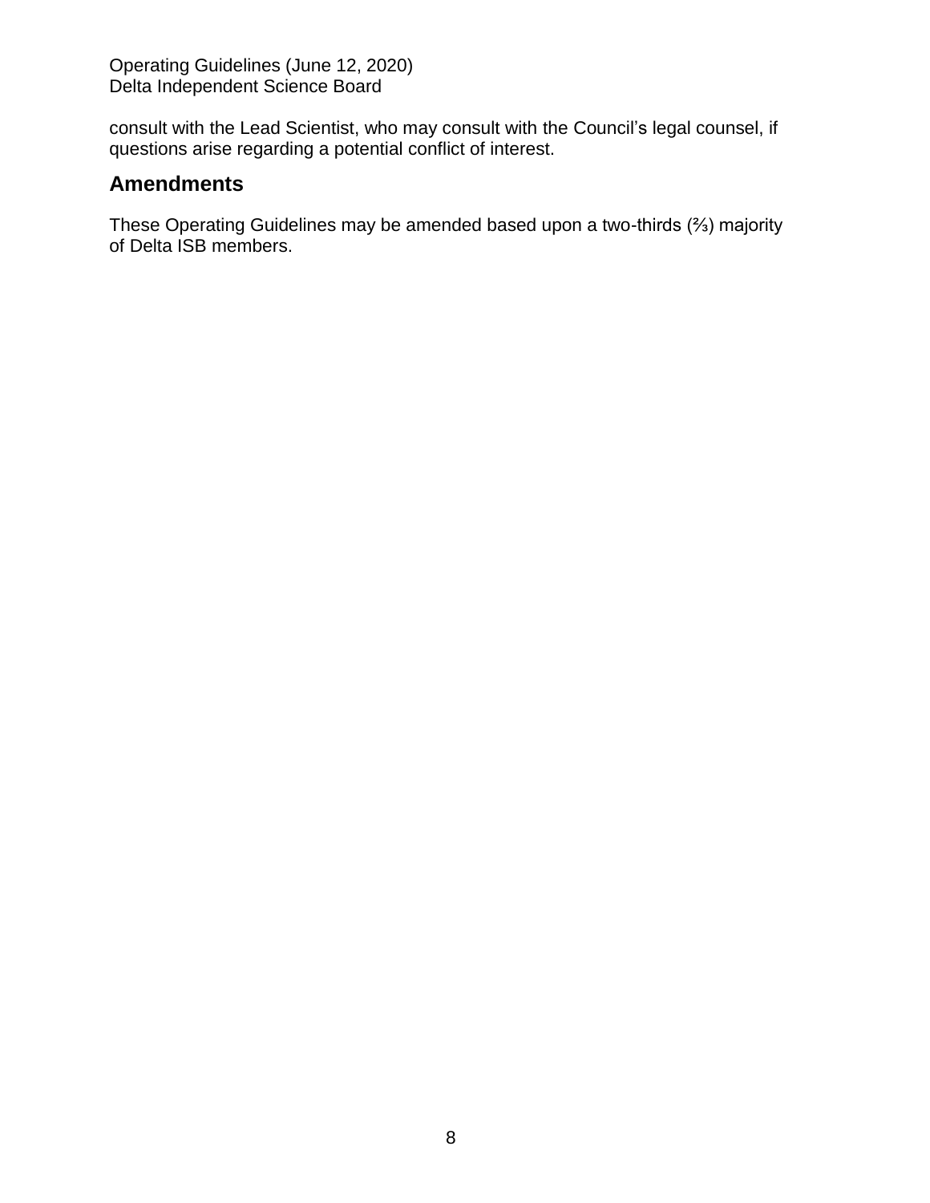consult with the Lead Scientist, who may consult with the Council's legal counsel, if questions arise regarding a potential conflict of interest.

## Amendments

These Operating Guidelines may be amended based upon a two-thirds (⅔) majority of Delta ISB members.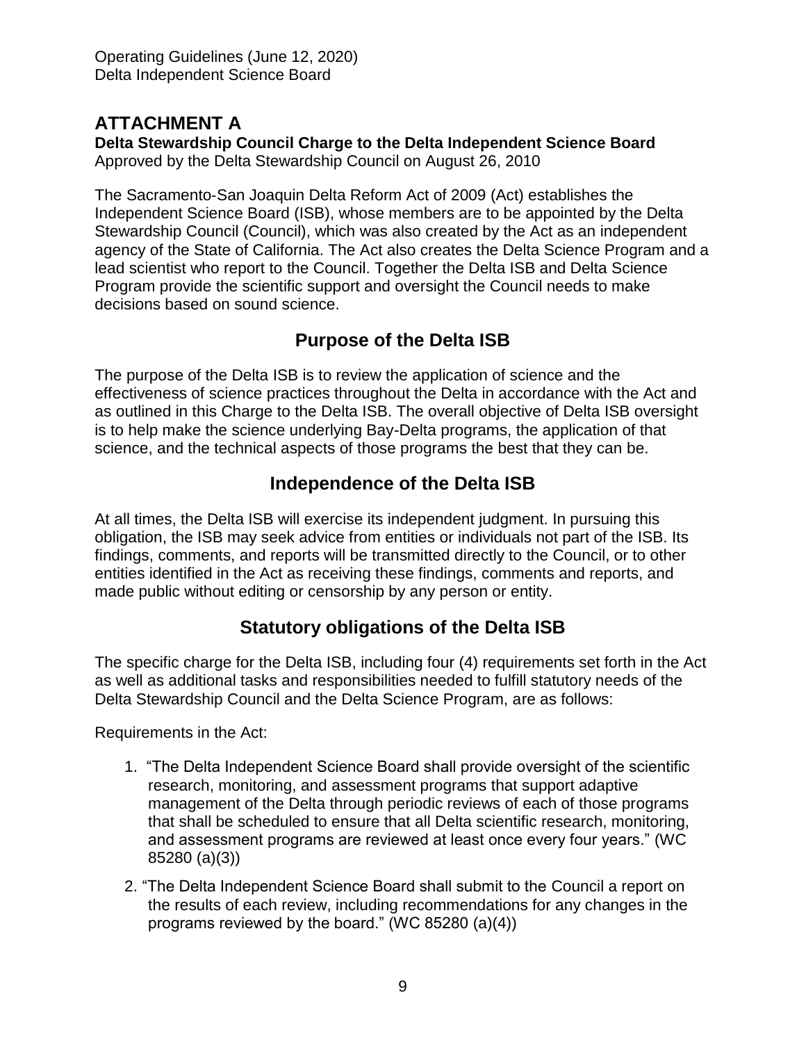# ATTACHMENT A

**Delta Stewardship Council Charge to the Delta Independent Science Board**
Approved by the Delta Stewardship Council on August 26, 2010

The Sacramento-San Joaquin Delta Reform Act of 2009 (Act) establishes the Independent Science Board (ISB), whose members are to be appointed by the Delta Stewardship Council (Council), which was also created by the Act as an independent agency of the State of California. The Act also creates the Delta Science Program and a lead scientist who report to the Council. Together the Delta ISB and Delta Science Program provide the scientific support and oversight the Council needs to make decisions based on sound science.

## Purpose of the Delta ISB

The purpose of the Delta ISB is to review the application of science and the effectiveness of science practices throughout the Delta in accordance with the Act and as outlined in this Charge to the Delta ISB. The overall objective of Delta ISB oversight is to help make the science underlying Bay-Delta programs, the application of that science, and the technical aspects of those programs the best that they can be.

## Independence of the Delta ISB

At all times, the Delta ISB will exercise its independent judgment. In pursuing this obligation, the ISB may seek advice from entities or individuals not part of the ISB. Its findings, comments, and reports will be transmitted directly to the Council, or to other entities identified in the Act as receiving these findings, comments and reports, and made public without editing or censorship by any person or entity.

## Statutory obligations of the Delta ISB

The specific charge for the Delta ISB, including four (4) requirements set forth in the Act as well as additional tasks and responsibilities needed to fulfill statutory needs of the Delta Stewardship Council and the Delta Science Program, are as follows:

Requirements in the Act:

1. "The Delta Independent Science Board shall provide oversight of the scientific research, monitoring, and assessment programs that support adaptive management of the Delta through periodic reviews of each of those programs that shall be scheduled to ensure that all Delta scientific research, monitoring, and assessment programs are reviewed at least once every four years." (WC 85280 (a)(3))
2. "The Delta Independent Science Board shall submit to the Council a report on the results of each review, including recommendations for any changes in the programs reviewed by the board." (WC 85280 (a)(4))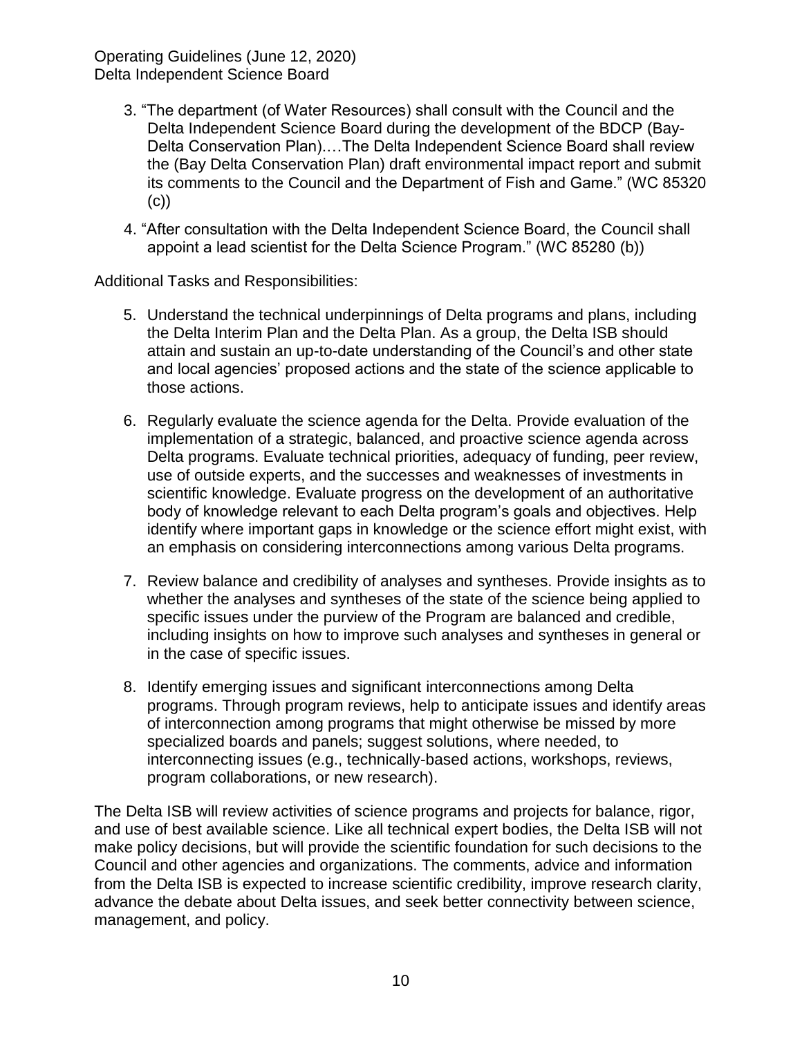3. "The department (of Water Resources) shall consult with the Council and the Delta Independent Science Board during the development of the BDCP (Bay-Delta Conservation Plan).…The Delta Independent Science Board shall review the (Bay Delta Conservation Plan) draft environmental impact report and submit its comments to the Council and the Department of Fish and Game." (WC 85320 (c))

4. "After consultation with the Delta Independent Science Board, the Council shall appoint a lead scientist for the Delta Science Program." (WC 85280 (b))

Additional Tasks and Responsibilities:

5. Understand the technical underpinnings of Delta programs and plans, including the Delta Interim Plan and the Delta Plan. As a group, the Delta ISB should attain and sustain an up-to-date understanding of the Council's and other state and local agencies' proposed actions and the state of the science applicable to those actions.

6. Regularly evaluate the science agenda for the Delta. Provide evaluation of the implementation of a strategic, balanced, and proactive science agenda across Delta programs. Evaluate technical priorities, adequacy of funding, peer review, use of outside experts, and the successes and weaknesses of investments in scientific knowledge. Evaluate progress on the development of an authoritative body of knowledge relevant to each Delta program's goals and objectives. Help identify where important gaps in knowledge or the science effort might exist, with an emphasis on considering interconnections among various Delta programs.

7. Review balance and credibility of analyses and syntheses. Provide insights as to whether the analyses and syntheses of the state of the science being applied to specific issues under the purview of the Program are balanced and credible, including insights on how to improve such analyses and syntheses in general or in the case of specific issues.

8. Identify emerging issues and significant interconnections among Delta programs. Through program reviews, help to anticipate issues and identify areas of interconnection among programs that might otherwise be missed by more specialized boards and panels; suggest solutions, where needed, to interconnecting issues (e.g., technically-based actions, workshops, reviews, program collaborations, or new research).

The Delta ISB will review activities of science programs and projects for balance, rigor, and use of best available science. Like all technical expert bodies, the Delta ISB will not make policy decisions, but will provide the scientific foundation for such decisions to the Council and other agencies and organizations. The comments, advice and information from the Delta ISB is expected to increase scientific credibility, improve research clarity, advance the debate about Delta issues, and seek better connectivity between science, management, and policy.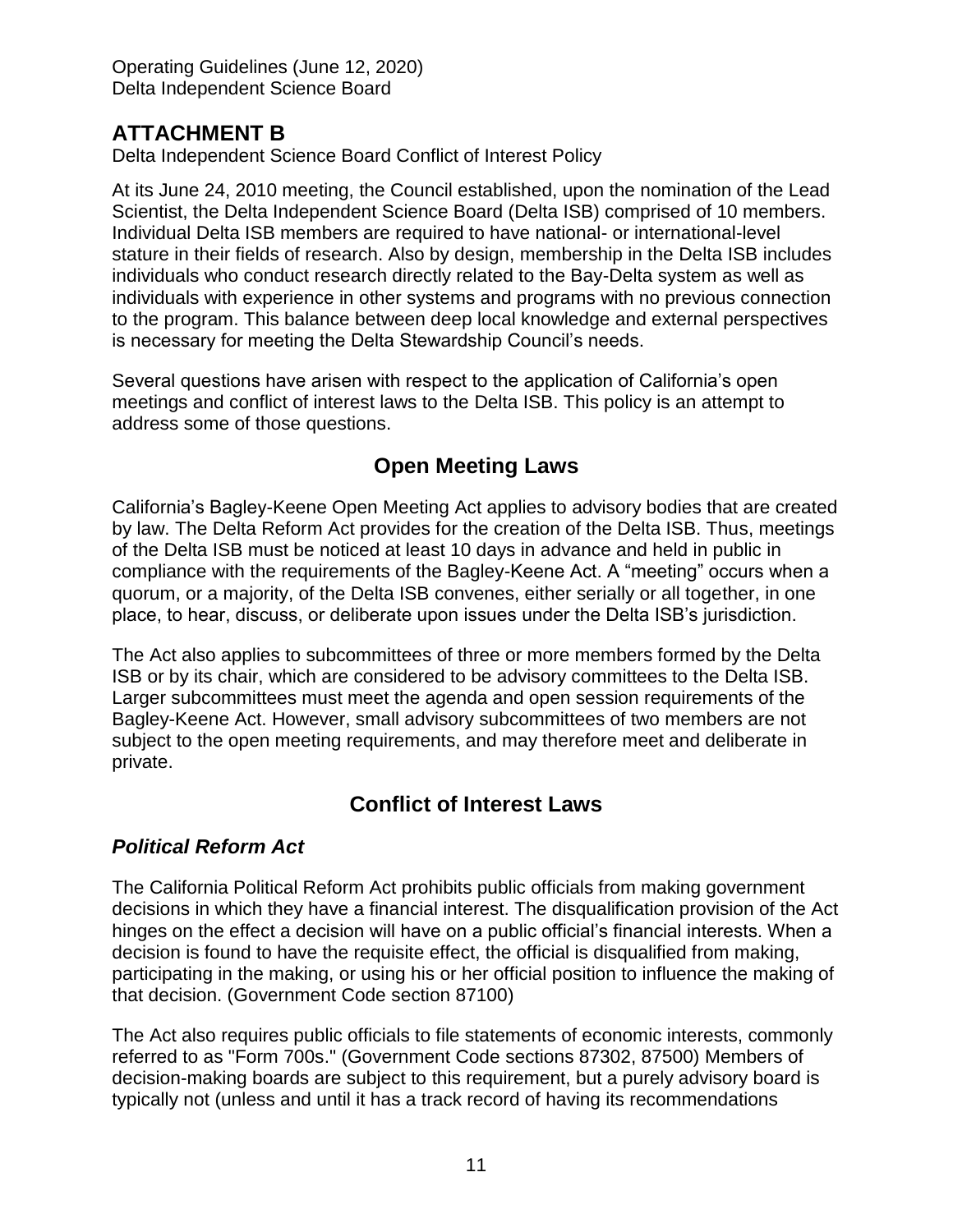## ATTACHMENT B

Delta Independent Science Board Conflict of Interest Policy

At its June 24, 2010 meeting, the Council established, upon the nomination of the Lead Scientist, the Delta Independent Science Board (Delta ISB) comprised of 10 members. Individual Delta ISB members are required to have national- or international-level stature in their fields of research. Also by design, membership in the Delta ISB includes individuals who conduct research directly related to the Bay-Delta system as well as individuals with experience in other systems and programs with no previous connection to the program. This balance between deep local knowledge and external perspectives is necessary for meeting the Delta Stewardship Council's needs.

Several questions have arisen with respect to the application of California's open meetings and conflict of interest laws to the Delta ISB. This policy is an attempt to address some of those questions.

## Open Meeting Laws

California's Bagley-Keene Open Meeting Act applies to advisory bodies that are created by law. The Delta Reform Act provides for the creation of the Delta ISB. Thus, meetings of the Delta ISB must be noticed at least 10 days in advance and held in public in compliance with the requirements of the Bagley-Keene Act. A "meeting" occurs when a quorum, or a majority, of the Delta ISB convenes, either serially or all together, in one place, to hear, discuss, or deliberate upon issues under the Delta ISB's jurisdiction.

The Act also applies to subcommittees of three or more members formed by the Delta ISB or by its chair, which are considered to be advisory committees to the Delta ISB. Larger subcommittees must meet the agenda and open session requirements of the Bagley-Keene Act. However, small advisory subcommittees of two members are not subject to the open meeting requirements, and may therefore meet and deliberate in private.

## Conflict of Interest Laws

### *Political Reform Act*

The California Political Reform Act prohibits public officials from making government decisions in which they have a financial interest. The disqualification provision of the Act hinges on the effect a decision will have on a public official's financial interests. When a decision is found to have the requisite effect, the official is disqualified from making, participating in the making, or using his or her official position to influence the making of that decision. (Government Code section 87100)

The Act also requires public officials to file statements of economic interests, commonly referred to as "Form 700s." (Government Code sections 87302, 87500) Members of decision-making boards are subject to this requirement, but a purely advisory board is typically not (unless and until it has a track record of having its recommendations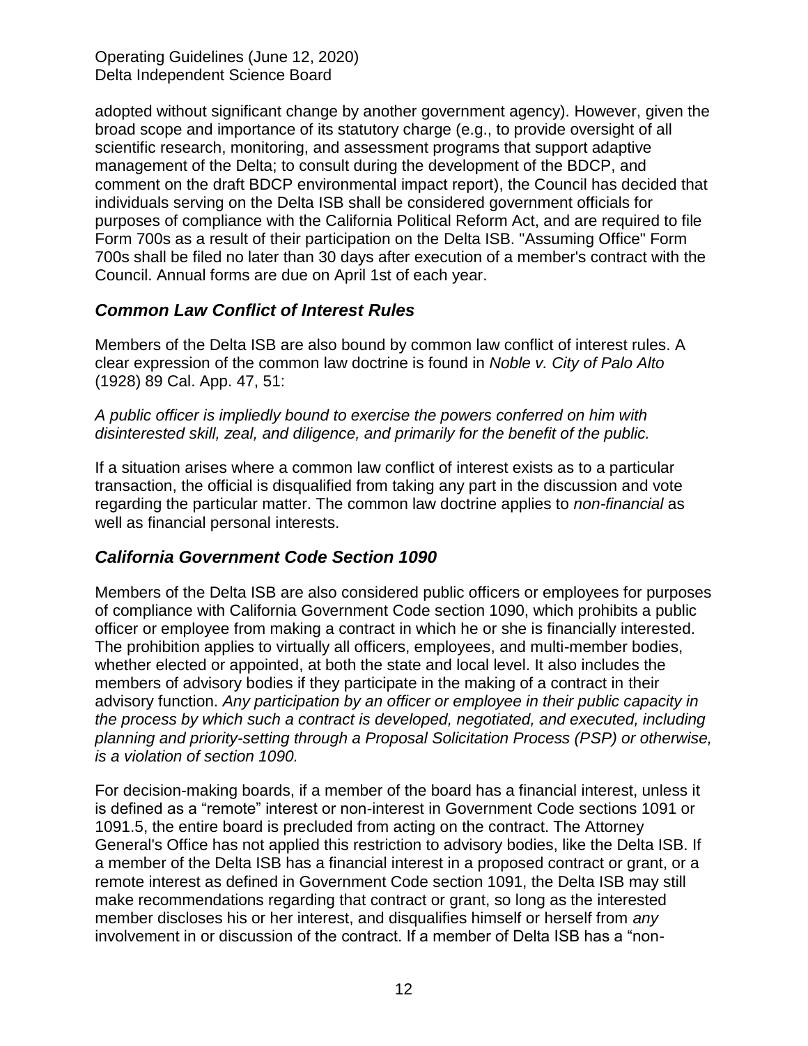adopted without significant change by another government agency). However, given the broad scope and importance of its statutory charge (e.g., to provide oversight of all scientific research, monitoring, and assessment programs that support adaptive management of the Delta; to consult during the development of the BDCP, and comment on the draft BDCP environmental impact report), the Council has decided that individuals serving on the Delta ISB shall be considered government officials for purposes of compliance with the California Political Reform Act, and are required to file Form 700s as a result of their participation on the Delta ISB. "Assuming Office" Form 700s shall be filed no later than 30 days after execution of a member's contract with the Council. Annual forms are due on April 1st of each year.

### *Common Law Conflict of Interest Rules*

Members of the Delta ISB are also bound by common law conflict of interest rules. A clear expression of the common law doctrine is found in *Noble v. City of Palo Alto* (1928) 89 Cal. App. 47, 51:

*A public officer is impliedly bound to exercise the powers conferred on him with disinterested skill, zeal, and diligence, and primarily for the benefit of the public.*

If a situation arises where a common law conflict of interest exists as to a particular transaction, the official is disqualified from taking any part in the discussion and vote regarding the particular matter. The common law doctrine applies to *non-financial* as well as financial personal interests.

### *California Government Code Section 1090*

Members of the Delta ISB are also considered public officers or employees for purposes of compliance with California Government Code section 1090, which prohibits a public officer or employee from making a contract in which he or she is financially interested. The prohibition applies to virtually all officers, employees, and multi-member bodies, whether elected or appointed, at both the state and local level. It also includes the members of advisory bodies if they participate in the making of a contract in their advisory function. *Any participation by an officer or employee in their public capacity in the process by which such a contract is developed, negotiated, and executed, including planning and priority-setting through a Proposal Solicitation Process (PSP) or otherwise, is a violation of section 1090.*

For decision-making boards, if a member of the board has a financial interest, unless it is defined as a "remote" interest or non-interest in Government Code sections 1091 or 1091.5, the entire board is precluded from acting on the contract. The Attorney General's Office has not applied this restriction to advisory bodies, like the Delta ISB. If a member of the Delta ISB has a financial interest in a proposed contract or grant, or a remote interest as defined in Government Code section 1091, the Delta ISB may still make recommendations regarding that contract or grant, so long as the interested member discloses his or her interest, and disqualifies himself or herself from *any* involvement in or discussion of the contract. If a member of Delta ISB has a "non-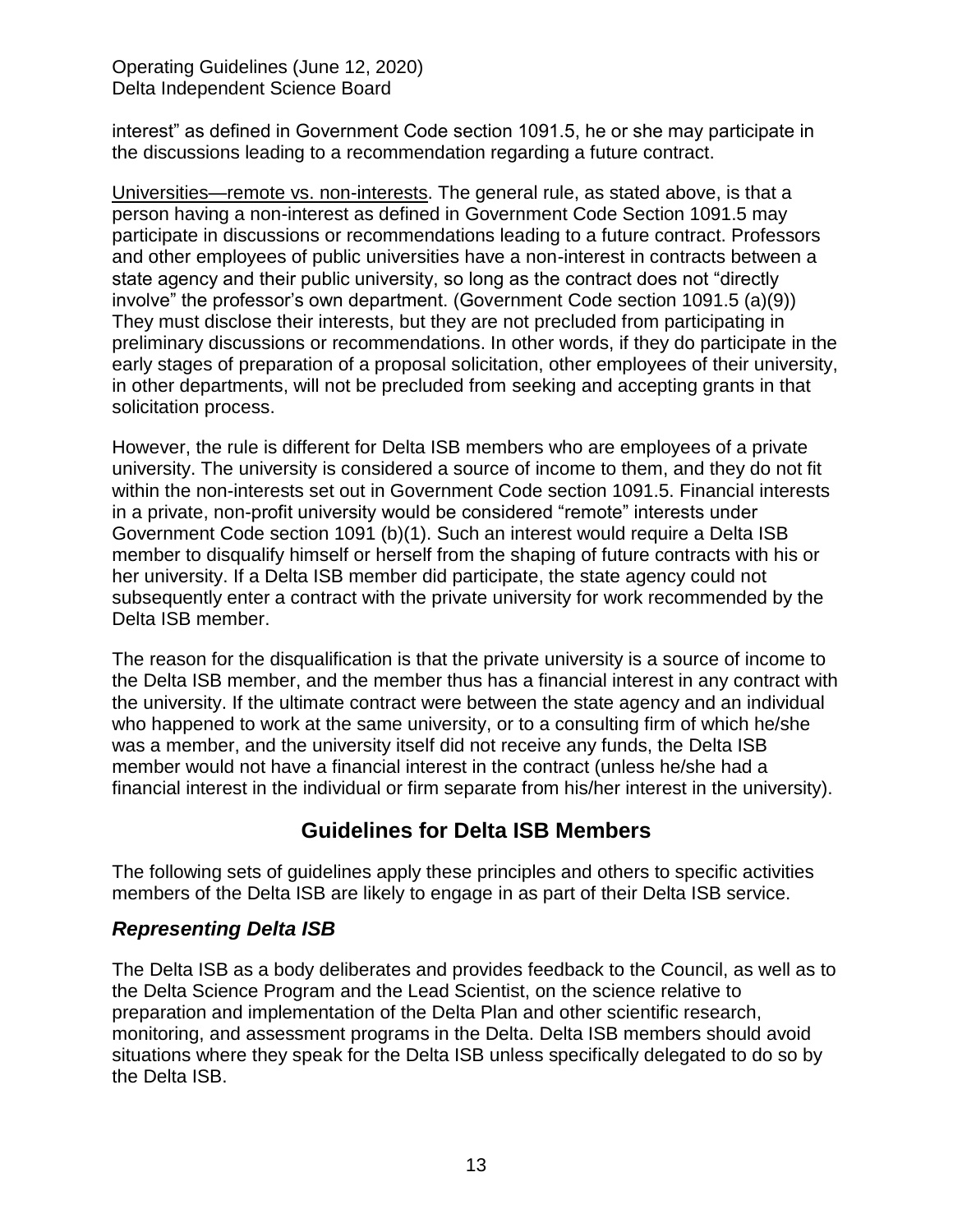interest" as defined in Government Code section 1091.5, he or she may participate in the discussions leading to a recommendation regarding a future contract.

Universities—remote vs. non-interests. The general rule, as stated above, is that a person having a non-interest as defined in Government Code Section 1091.5 may participate in discussions or recommendations leading to a future contract. Professors and other employees of public universities have a non-interest in contracts between a state agency and their public university, so long as the contract does not "directly involve" the professor's own department. (Government Code section 1091.5 (a)(9)) They must disclose their interests, but they are not precluded from participating in preliminary discussions or recommendations. In other words, if they do participate in the early stages of preparation of a proposal solicitation, other employees of their university, in other departments, will not be precluded from seeking and accepting grants in that solicitation process.

However, the rule is different for Delta ISB members who are employees of a private university. The university is considered a source of income to them, and they do not fit within the non-interests set out in Government Code section 1091.5. Financial interests in a private, non-profit university would be considered "remote" interests under Government Code section 1091 (b)(1). Such an interest would require a Delta ISB member to disqualify himself or herself from the shaping of future contracts with his or her university. If a Delta ISB member did participate, the state agency could not subsequently enter a contract with the private university for work recommended by the Delta ISB member.

The reason for the disqualification is that the private university is a source of income to the Delta ISB member, and the member thus has a financial interest in any contract with the university. If the ultimate contract were between the state agency and an individual who happened to work at the same university, or to a consulting firm of which he/she was a member, and the university itself did not receive any funds, the Delta ISB member would not have a financial interest in the contract (unless he/she had a financial interest in the individual or firm separate from his/her interest in the university).

## Guidelines for Delta ISB Members

The following sets of guidelines apply these principles and others to specific activities members of the Delta ISB are likely to engage in as part of their Delta ISB service.

### *Representing Delta ISB*

The Delta ISB as a body deliberates and provides feedback to the Council, as well as to the Delta Science Program and the Lead Scientist, on the science relative to preparation and implementation of the Delta Plan and other scientific research, monitoring, and assessment programs in the Delta. Delta ISB members should avoid situations where they speak for the Delta ISB unless specifically delegated to do so by the Delta ISB.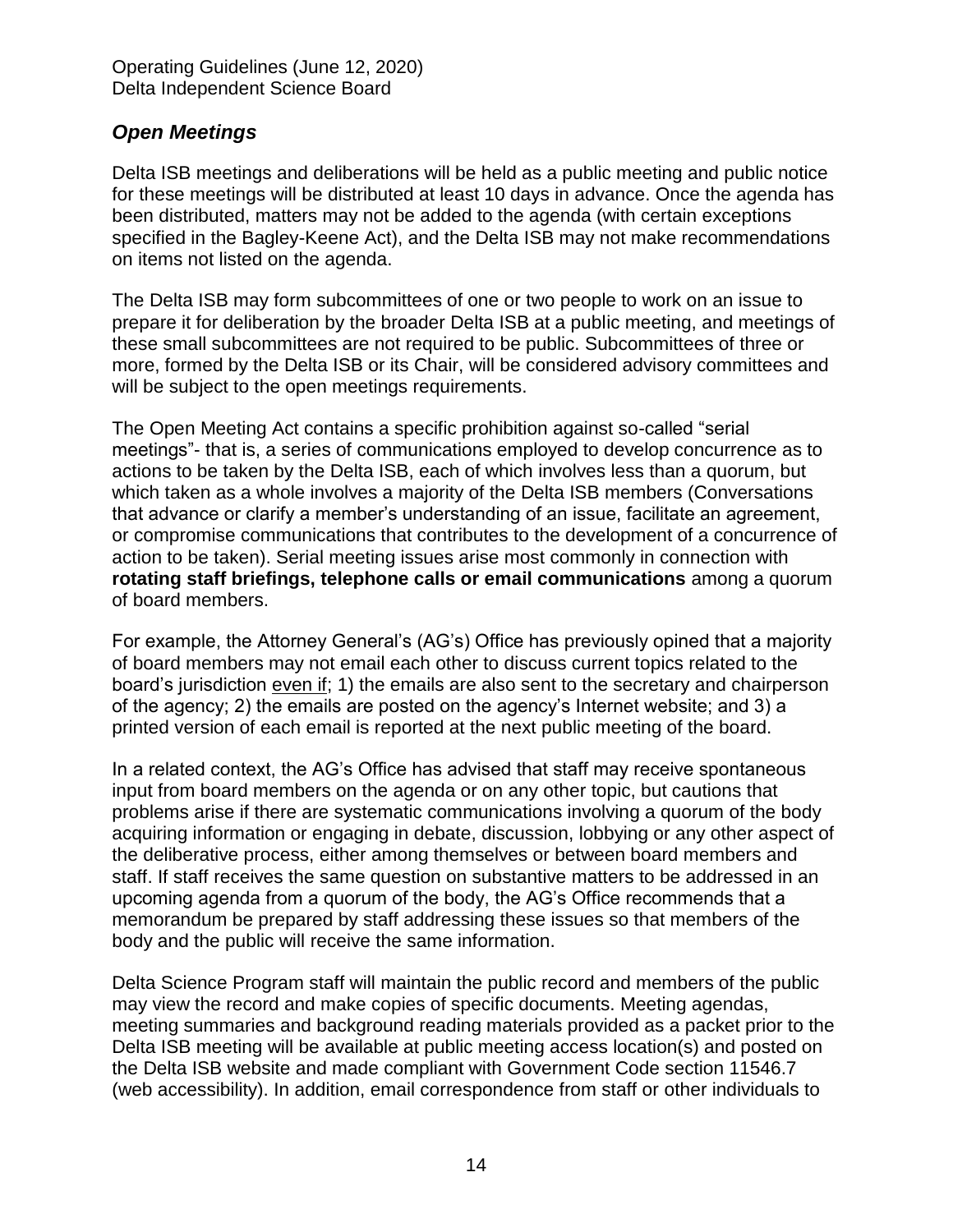## *Open Meetings*

Delta ISB meetings and deliberations will be held as a public meeting and public notice for these meetings will be distributed at least 10 days in advance. Once the agenda has been distributed, matters may not be added to the agenda (with certain exceptions specified in the Bagley-Keene Act), and the Delta ISB may not make recommendations on items not listed on the agenda.

The Delta ISB may form subcommittees of one or two people to work on an issue to prepare it for deliberation by the broader Delta ISB at a public meeting, and meetings of these small subcommittees are not required to be public. Subcommittees of three or more, formed by the Delta ISB or its Chair, will be considered advisory committees and will be subject to the open meetings requirements.

The Open Meeting Act contains a specific prohibition against so-called "serial meetings"- that is, a series of communications employed to develop concurrence as to actions to be taken by the Delta ISB, each of which involves less than a quorum, but which taken as a whole involves a majority of the Delta ISB members (Conversations that advance or clarify a member's understanding of an issue, facilitate an agreement, or compromise communications that contributes to the development of a concurrence of action to be taken). Serial meeting issues arise most commonly in connection with **rotating staff briefings, telephone calls or email communications** among a quorum of board members.

For example, the Attorney General's (AG's) Office has previously opined that a majority of board members may not email each other to discuss current topics related to the board's jurisdiction <u>even if</u>; 1) the emails are also sent to the secretary and chairperson of the agency; 2) the emails are posted on the agency's Internet website; and 3) a printed version of each email is reported at the next public meeting of the board.

In a related context, the AG's Office has advised that staff may receive spontaneous input from board members on the agenda or on any other topic, but cautions that problems arise if there are systematic communications involving a quorum of the body acquiring information or engaging in debate, discussion, lobbying or any other aspect of the deliberative process, either among themselves or between board members and staff. If staff receives the same question on substantive matters to be addressed in an upcoming agenda from a quorum of the body, the AG's Office recommends that a memorandum be prepared by staff addressing these issues so that members of the body and the public will receive the same information.

Delta Science Program staff will maintain the public record and members of the public may view the record and make copies of specific documents. Meeting agendas, meeting summaries and background reading materials provided as a packet prior to the Delta ISB meeting will be available at public meeting access location(s) and posted on the Delta ISB website and made compliant with Government Code section 11546.7 (web accessibility). In addition, email correspondence from staff or other individuals to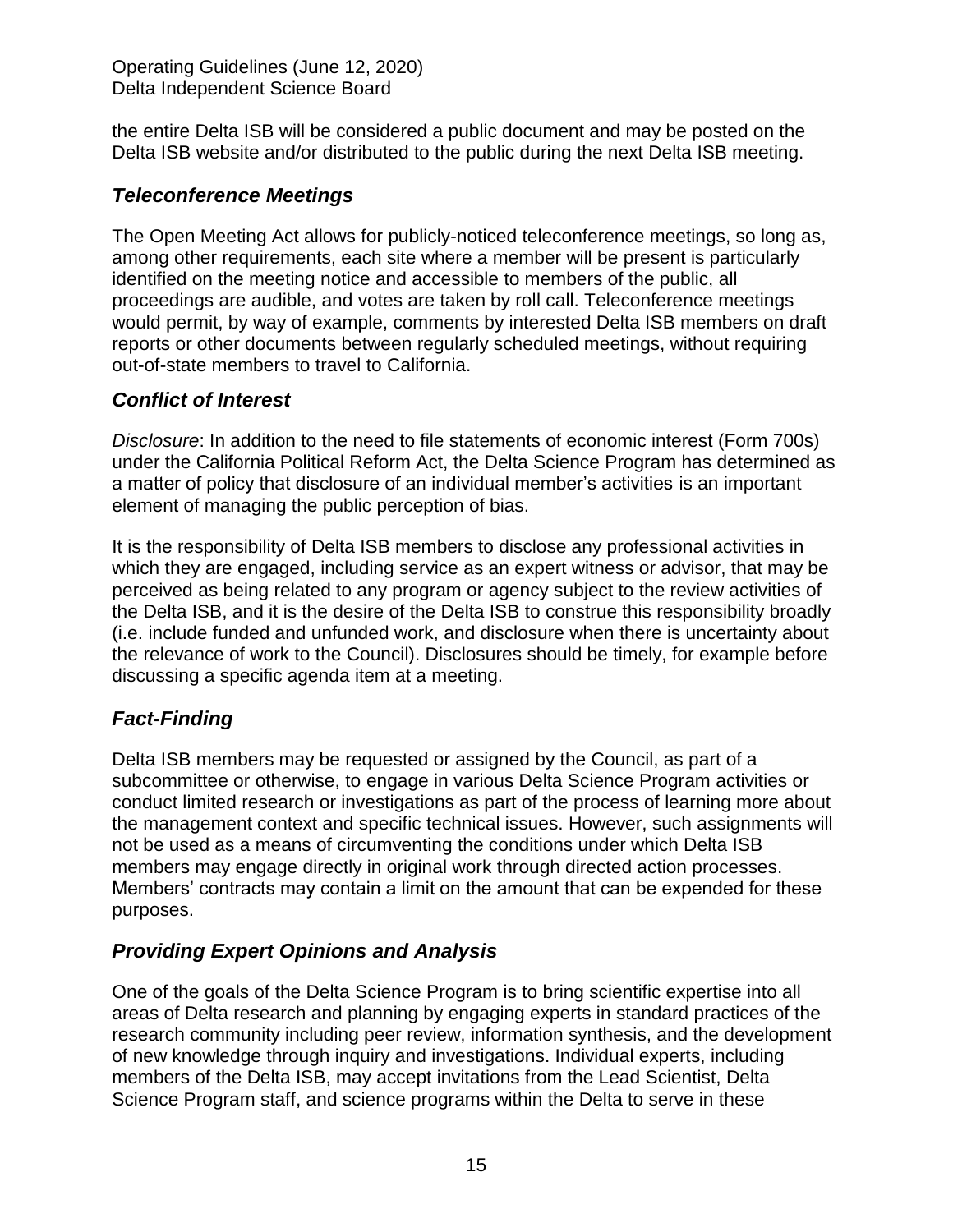the entire Delta ISB will be considered a public document and may be posted on the Delta ISB website and/or distributed to the public during the next Delta ISB meeting.

## *Teleconference Meetings*

The Open Meeting Act allows for publicly-noticed teleconference meetings, so long as, among other requirements, each site where a member will be present is particularly identified on the meeting notice and accessible to members of the public, all proceedings are audible, and votes are taken by roll call. Teleconference meetings would permit, by way of example, comments by interested Delta ISB members on draft reports or other documents between regularly scheduled meetings, without requiring out-of-state members to travel to California.

## *Conflict of Interest*

*Disclosure*: In addition to the need to file statements of economic interest (Form 700s) under the California Political Reform Act, the Delta Science Program has determined as a matter of policy that disclosure of an individual member's activities is an important element of managing the public perception of bias.

It is the responsibility of Delta ISB members to disclose any professional activities in which they are engaged, including service as an expert witness or advisor, that may be perceived as being related to any program or agency subject to the review activities of the Delta ISB, and it is the desire of the Delta ISB to construe this responsibility broadly (i.e. include funded and unfunded work, and disclosure when there is uncertainty about the relevance of work to the Council). Disclosures should be timely, for example before discussing a specific agenda item at a meeting.

## *Fact-Finding*

Delta ISB members may be requested or assigned by the Council, as part of a subcommittee or otherwise, to engage in various Delta Science Program activities or conduct limited research or investigations as part of the process of learning more about the management context and specific technical issues. However, such assignments will not be used as a means of circumventing the conditions under which Delta ISB members may engage directly in original work through directed action processes. Members' contracts may contain a limit on the amount that can be expended for these purposes.

## *Providing Expert Opinions and Analysis*

One of the goals of the Delta Science Program is to bring scientific expertise into all areas of Delta research and planning by engaging experts in standard practices of the research community including peer review, information synthesis, and the development of new knowledge through inquiry and investigations. Individual experts, including members of the Delta ISB, may accept invitations from the Lead Scientist, Delta Science Program staff, and science programs within the Delta to serve in these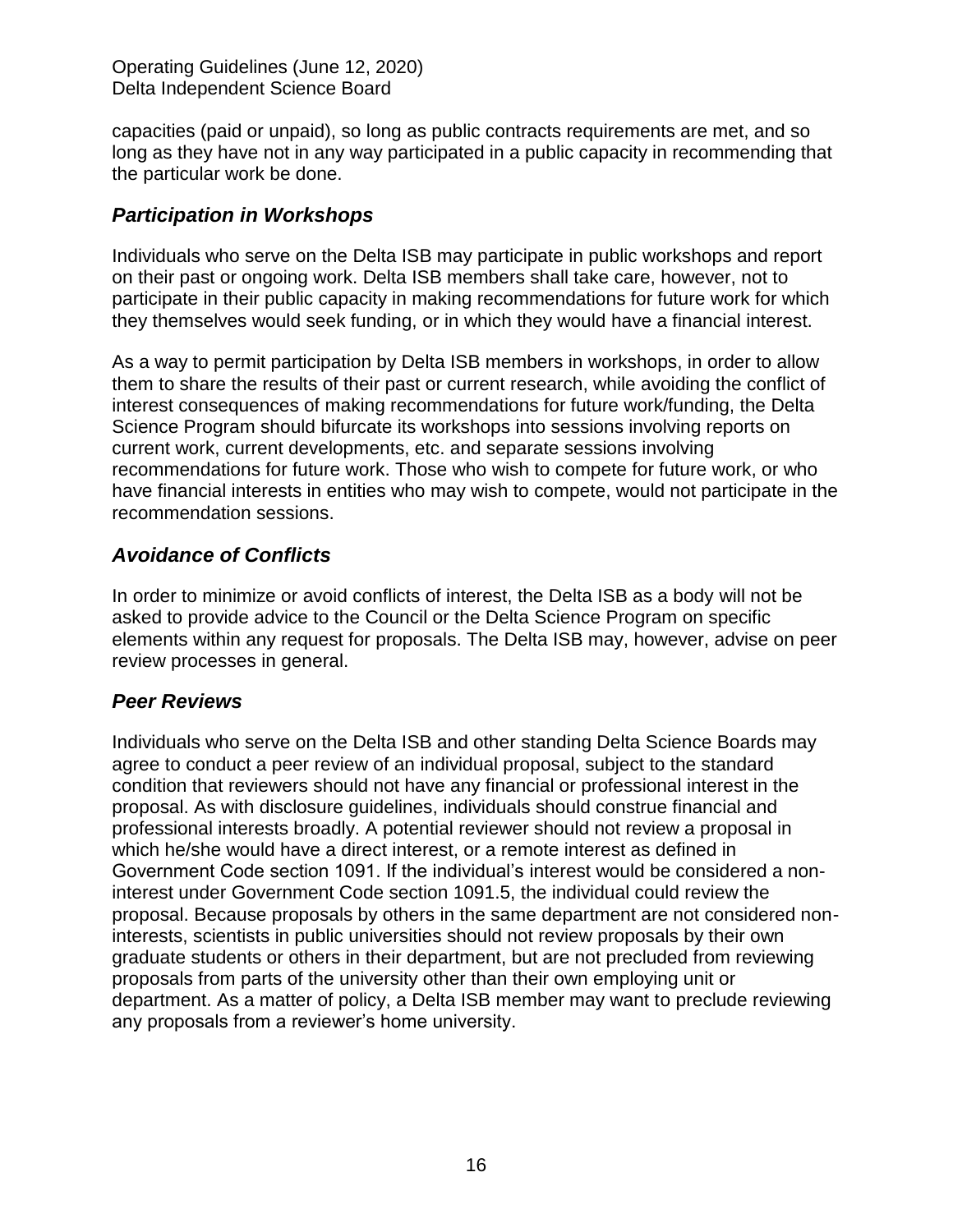capacities (paid or unpaid), so long as public contracts requirements are met, and so long as they have not in any way participated in a public capacity in recommending that the particular work be done.

### *Participation in Workshops*

Individuals who serve on the Delta ISB may participate in public workshops and report on their past or ongoing work. Delta ISB members shall take care, however, not to participate in their public capacity in making recommendations for future work for which they themselves would seek funding, or in which they would have a financial interest.

As a way to permit participation by Delta ISB members in workshops, in order to allow them to share the results of their past or current research, while avoiding the conflict of interest consequences of making recommendations for future work/funding, the Delta Science Program should bifurcate its workshops into sessions involving reports on current work, current developments, etc. and separate sessions involving recommendations for future work. Those who wish to compete for future work, or who have financial interests in entities who may wish to compete, would not participate in the recommendation sessions.

### *Avoidance of Conflicts*

In order to minimize or avoid conflicts of interest, the Delta ISB as a body will not be asked to provide advice to the Council or the Delta Science Program on specific elements within any request for proposals. The Delta ISB may, however, advise on peer review processes in general.

### *Peer Reviews*

Individuals who serve on the Delta ISB and other standing Delta Science Boards may agree to conduct a peer review of an individual proposal, subject to the standard condition that reviewers should not have any financial or professional interest in the proposal. As with disclosure guidelines, individuals should construe financial and professional interests broadly. A potential reviewer should not review a proposal in which he/she would have a direct interest, or a remote interest as defined in Government Code section 1091. If the individual's interest would be considered a non-interest under Government Code section 1091.5, the individual could review the proposal. Because proposals by others in the same department are not considered non-interests, scientists in public universities should not review proposals by their own graduate students or others in their department, but are not precluded from reviewing proposals from parts of the university other than their own employing unit or department. As a matter of policy, a Delta ISB member may want to preclude reviewing any proposals from a reviewer's home university.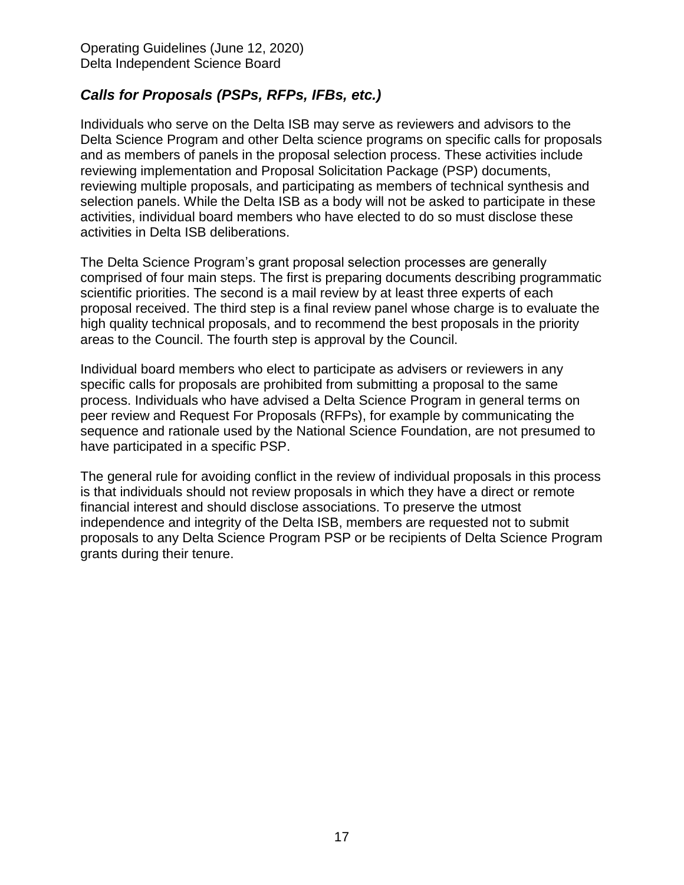## *Calls for Proposals (PSPs, RFPs, IFBs, etc.)*

Individuals who serve on the Delta ISB may serve as reviewers and advisors to the Delta Science Program and other Delta science programs on specific calls for proposals and as members of panels in the proposal selection process. These activities include reviewing implementation and Proposal Solicitation Package (PSP) documents, reviewing multiple proposals, and participating as members of technical synthesis and selection panels. While the Delta ISB as a body will not be asked to participate in these activities, individual board members who have elected to do so must disclose these activities in Delta ISB deliberations.

The Delta Science Program's grant proposal selection processes are generally comprised of four main steps. The first is preparing documents describing programmatic scientific priorities. The second is a mail review by at least three experts of each proposal received. The third step is a final review panel whose charge is to evaluate the high quality technical proposals, and to recommend the best proposals in the priority areas to the Council. The fourth step is approval by the Council.

Individual board members who elect to participate as advisers or reviewers in any specific calls for proposals are prohibited from submitting a proposal to the same process. Individuals who have advised a Delta Science Program in general terms on peer review and Request For Proposals (RFPs), for example by communicating the sequence and rationale used by the National Science Foundation, are not presumed to have participated in a specific PSP.

The general rule for avoiding conflict in the review of individual proposals in this process is that individuals should not review proposals in which they have a direct or remote financial interest and should disclose associations. To preserve the utmost independence and integrity of the Delta ISB, members are requested not to submit proposals to any Delta Science Program PSP or be recipients of Delta Science Program grants during their tenure.